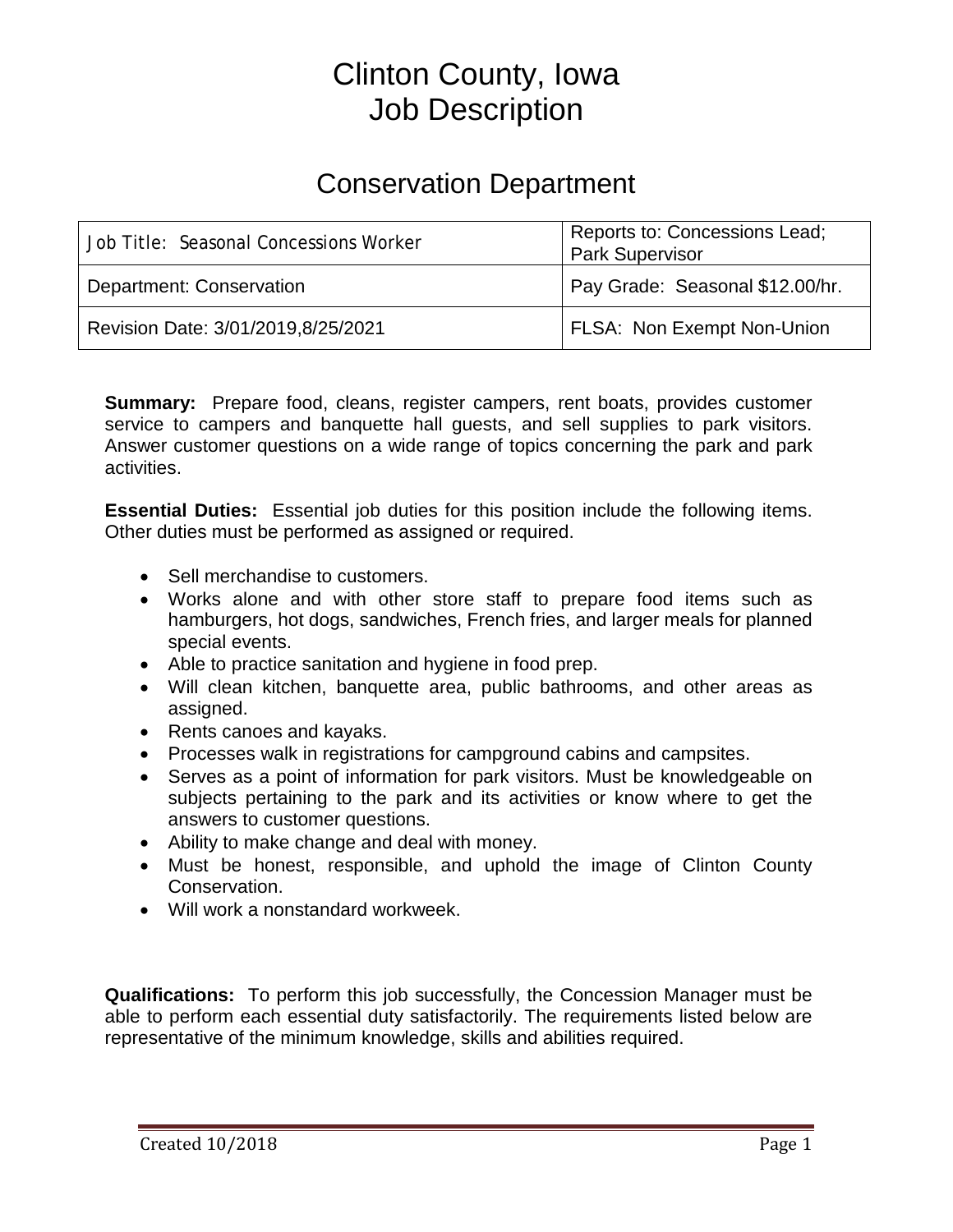# Clinton County, Iowa
# Job Description

## Conservation Department

| Job Title: Seasonal Concessions Worker | Reports to: Concessions Lead; Park Supervisor |
|---|---|
| Department: Conservation | Pay Grade: Seasonal $12.00/hr. |
| Revision Date: 3/01/2019,8/25/2021 | FLSA: Non Exempt Non-Union |

**Summary:** Prepare food, cleans, register campers, rent boats, provides customer service to campers and banquette hall guests, and sell supplies to park visitors. Answer customer questions on a wide range of topics concerning the park and park activities.

**Essential Duties:** Essential job duties for this position include the following items. Other duties must be performed as assigned or required.

- Sell merchandise to customers.
- Works alone and with other store staff to prepare food items such as hamburgers, hot dogs, sandwiches, French fries, and larger meals for planned special events.
- Able to practice sanitation and hygiene in food prep.
- Will clean kitchen, banquette area, public bathrooms, and other areas as assigned.
- Rents canoes and kayaks.
- Processes walk in registrations for campground cabins and campsites.
- Serves as a point of information for park visitors. Must be knowledgeable on subjects pertaining to the park and its activities or know where to get the answers to customer questions.
- Ability to make change and deal with money.
- Must be honest, responsible, and uphold the image of Clinton County Conservation.
- Will work a nonstandard workweek.

**Qualifications:** To perform this job successfully, the Concession Manager must be able to perform each essential duty satisfactorily. The requirements listed below are representative of the minimum knowledge, skills and abilities required.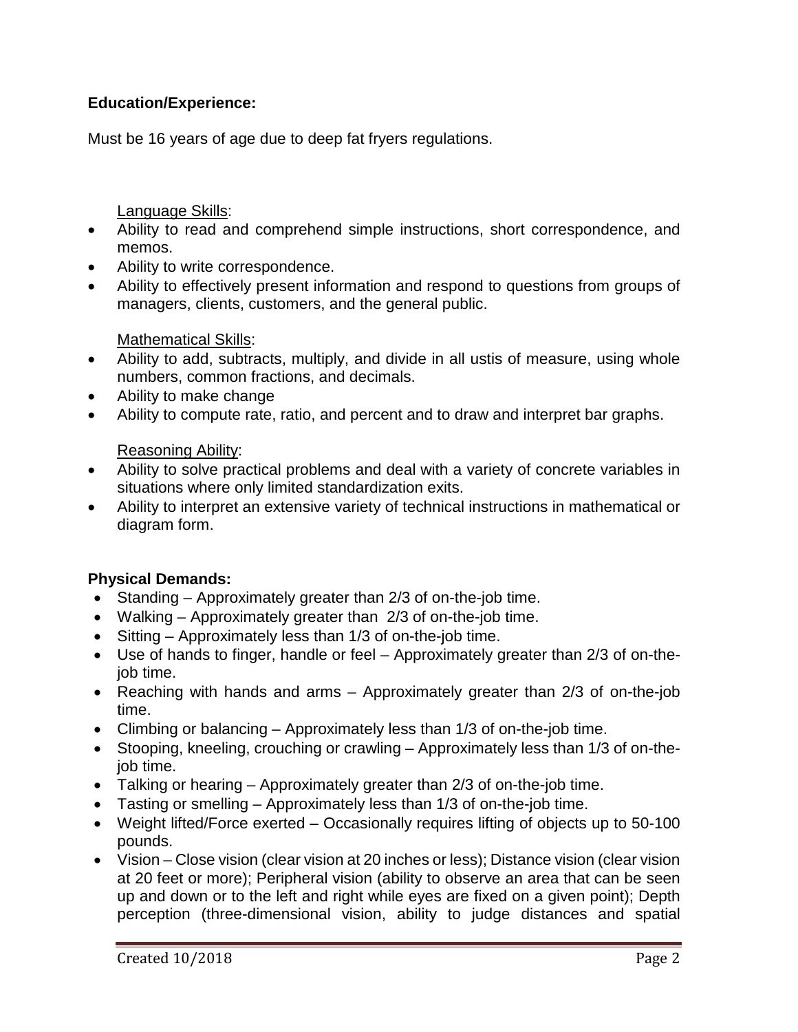**Education/Experience:**

Must be 16 years of age due to deep fat fryers regulations.

Language Skills:

- Ability to read and comprehend simple instructions, short correspondence, and memos.
- Ability to write correspondence.
- Ability to effectively present information and respond to questions from groups of managers, clients, customers, and the general public.

Mathematical Skills:

- Ability to add, subtracts, multiply, and divide in all ustis of measure, using whole numbers, common fractions, and decimals.
- Ability to make change
- Ability to compute rate, ratio, and percent and to draw and interpret bar graphs.

Reasoning Ability:

- Ability to solve practical problems and deal with a variety of concrete variables in situations where only limited standardization exits.
- Ability to interpret an extensive variety of technical instructions in mathematical or diagram form.

**Physical Demands:**

- Standing – Approximately greater than 2/3 of on-the-job time.
- Walking – Approximately greater than 2/3 of on-the-job time.
- Sitting – Approximately less than 1/3 of on-the-job time.
- Use of hands to finger, handle or feel – Approximately greater than 2/3 of on-the-job time.
- Reaching with hands and arms – Approximately greater than 2/3 of on-the-job time.
- Climbing or balancing – Approximately less than 1/3 of on-the-job time.
- Stooping, kneeling, crouching or crawling – Approximately less than 1/3 of on-the-job time.
- Talking or hearing – Approximately greater than 2/3 of on-the-job time.
- Tasting or smelling – Approximately less than 1/3 of on-the-job time.
- Weight lifted/Force exerted – Occasionally requires lifting of objects up to 50-100 pounds.
- Vision – Close vision (clear vision at 20 inches or less); Distance vision (clear vision at 20 feet or more); Peripheral vision (ability to observe an area that can be seen up and down or to the left and right while eyes are fixed on a given point); Depth perception (three-dimensional vision, ability to judge distances and spatial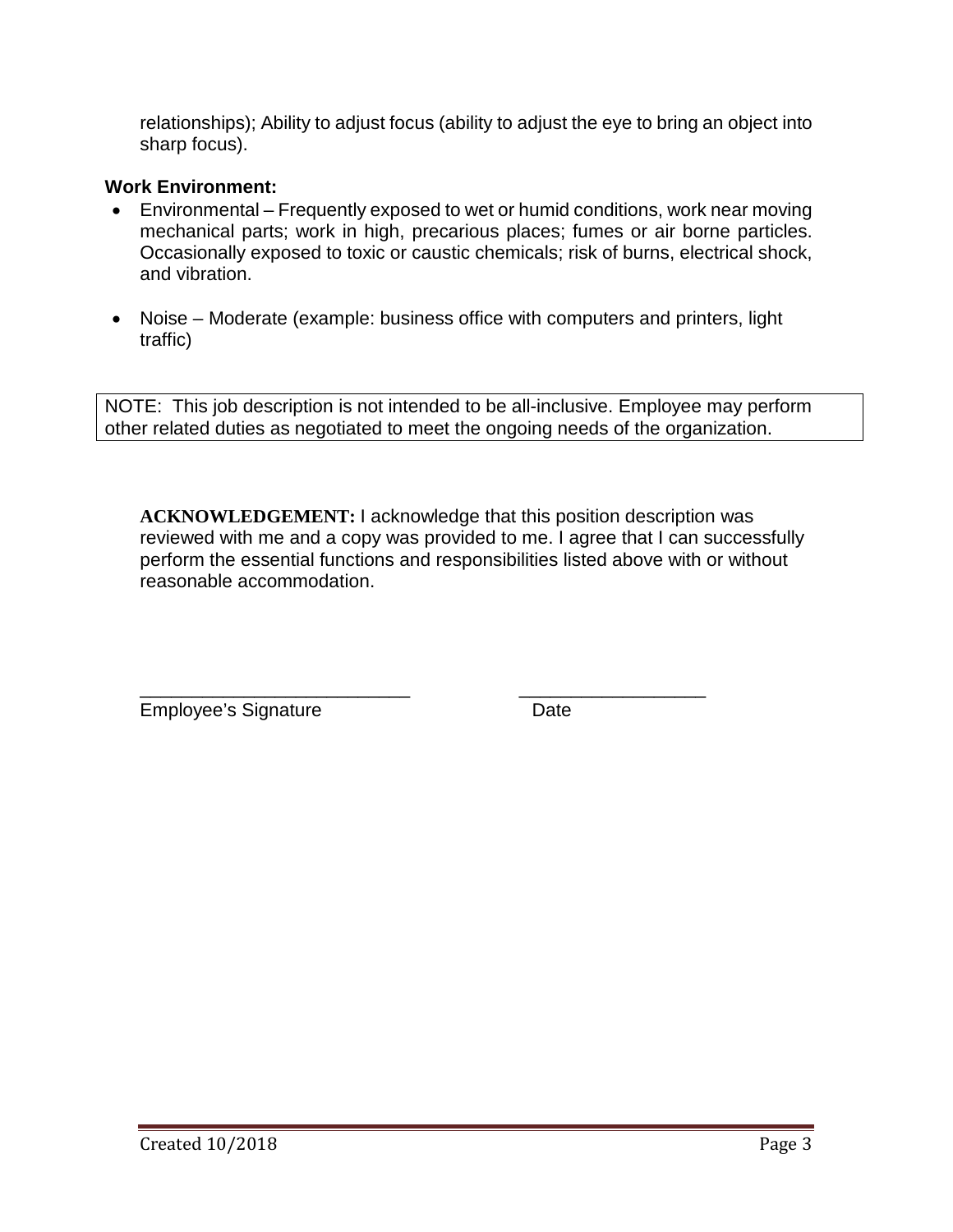relationships); Ability to adjust focus (ability to adjust the eye to bring an object into sharp focus).

**Work Environment:**

- Environmental – Frequently exposed to wet or humid conditions, work near moving mechanical parts; work in high, precarious places; fumes or air borne particles. Occasionally exposed to toxic or caustic chemicals; risk of burns, electrical shock, and vibration.
- Noise – Moderate (example: business office with computers and printers, light traffic)

NOTE: This job description is not intended to be all-inclusive. Employee may perform other related duties as negotiated to meet the ongoing needs of the organization.

**ACKNOWLEDGEMENT:** I acknowledge that this position description was reviewed with me and a copy was provided to me. I agree that I can successfully perform the essential functions and responsibilities listed above with or without reasonable accommodation.

___________________________ ___________________

Employee's Signature Date

Created 10/2018